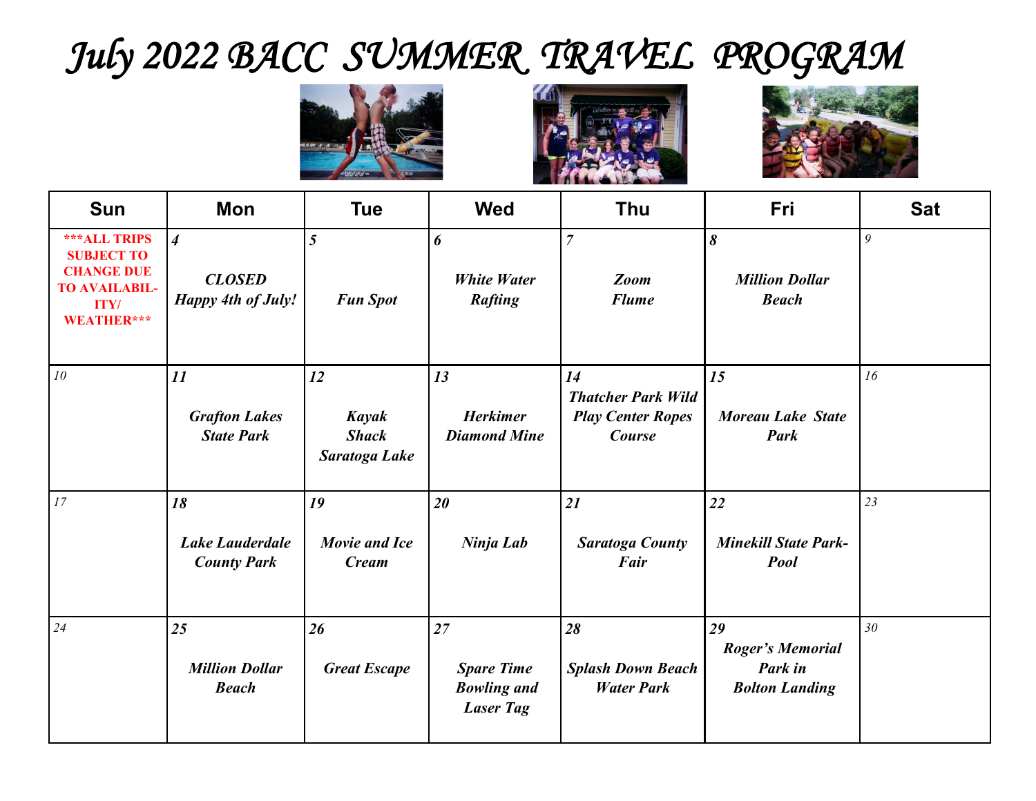# July 2022 BACC SUMMER TRAVEL PROGRAM

| Sun | Mon | Tue | Wed | Thu | Fri | Sat |
|---|---|---|---|---|---|---|
| ***ALL TRIPS SUBJECT TO CHANGE DUE TO AVAILABIL-ITY/ WEATHER*** | *4* ***CLOSED*** ***Happy 4th of July!*** | *5* ***Fun Spot*** | *6* ***White Water Rafting*** | *7* ***Zoom Flume*** | *8* ***Million Dollar Beach*** | *9* |
| *10* | *11* ***Grafton Lakes State Park*** | *12* ***Kayak Shack Saratoga Lake*** | *13* ***Herkimer Diamond Mine*** | *14* ***Thatcher Park Wild Play Center Ropes Course*** | *15* ***Moreau Lake State Park*** | *16* |
| *17* | *18* ***Lake Lauderdale County Park*** | *19* ***Movie and Ice Cream*** | *20* ***Ninja Lab*** | *21* ***Saratoga County Fair*** | *22* ***Minekill State Park-Pool*** | *23* |
| *24* | *25* ***Million Dollar Beach*** | *26* ***Great Escape*** | *27* ***Spare Time Bowling and Laser Tag*** | *28* ***Splash Down Beach Water Park*** | *29* ***Roger's Memorial Park in Bolton Landing*** | *30* |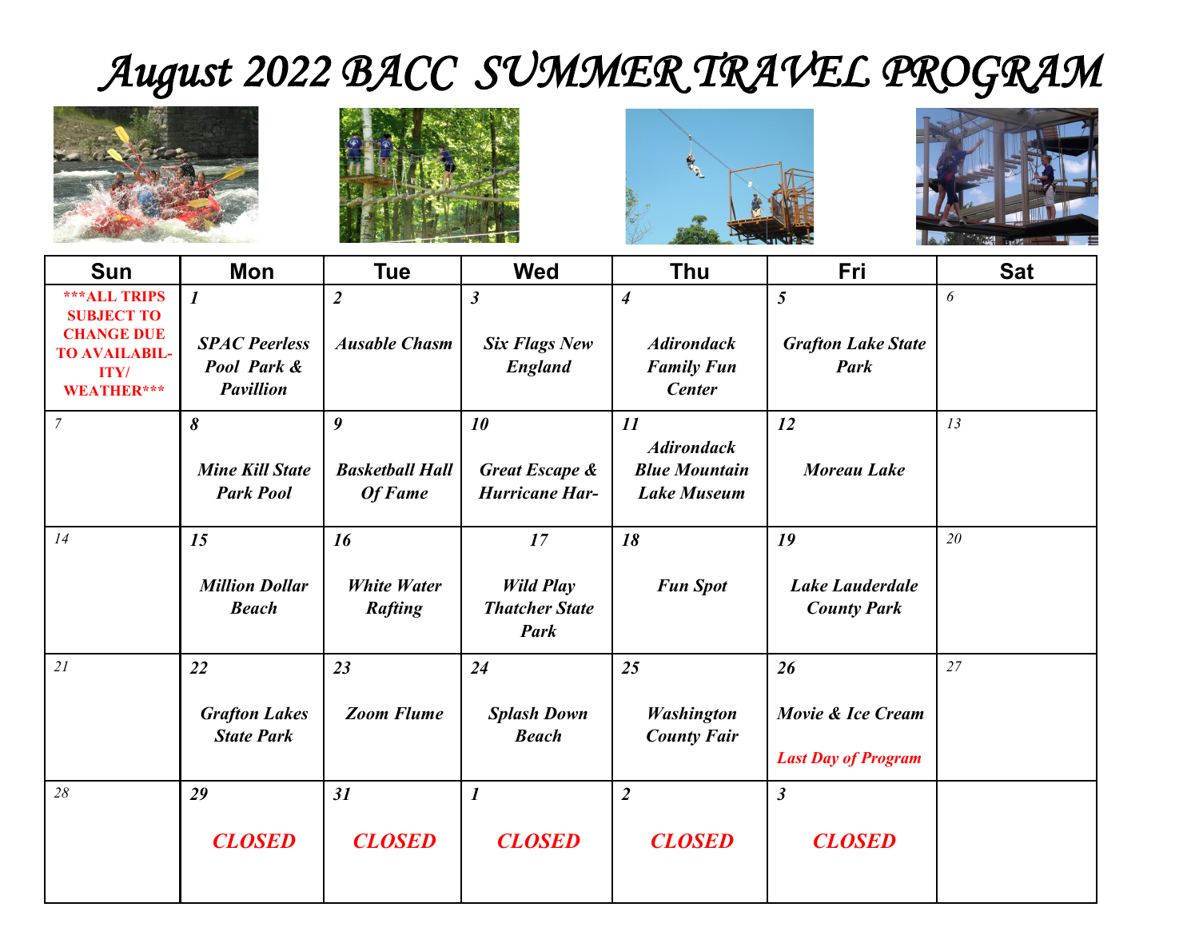# *August 2022 BACC SUMMER TRAVEL PROGRAM*

| Sun | Mon | Tue | Wed | Thu | Fri | Sat |
|---|---|---|---|---|---|---|
| ***ALL TRIPS SUBJECT TO CHANGE DUE TO AVAILABIL-ITY/ WEATHER*** | *1* *SPAC Peerless Pool Park & Pavillion* | *2* *Ausable Chasm* | *3* *Six Flags New England* | *4* *Adirondack Family Fun Center* | *5* *Grafton Lake State Park* | *6* |
| *7* | *8* *Mine Kill State Park Pool* | *9* *Basketball Hall Of Fame* | *10* *Great Escape & Hurricane Har-* | *11* *Adirondack Blue Mountain Lake Museum* | *12* *Moreau Lake* | *13* |
| *14* | *15* *Million Dollar Beach* | *16* *White Water Rafting* | *17* *Wild Play Thatcher State Park* | *18* *Fun Spot* | *19* *Lake Lauderdale County Park* | *20* |
| *21* | *22* *Grafton Lakes State Park* | *23* *Zoom Flume* | *24* *Splash Down Beach* | *25* *Washington County Fair* | *26* *Movie & Ice Cream* *Last Day of Program* | *27* |
| *28* | *29* *CLOSED* | *31* *CLOSED* | *1* *CLOSED* | *2* *CLOSED* | *3* *CLOSED* | |